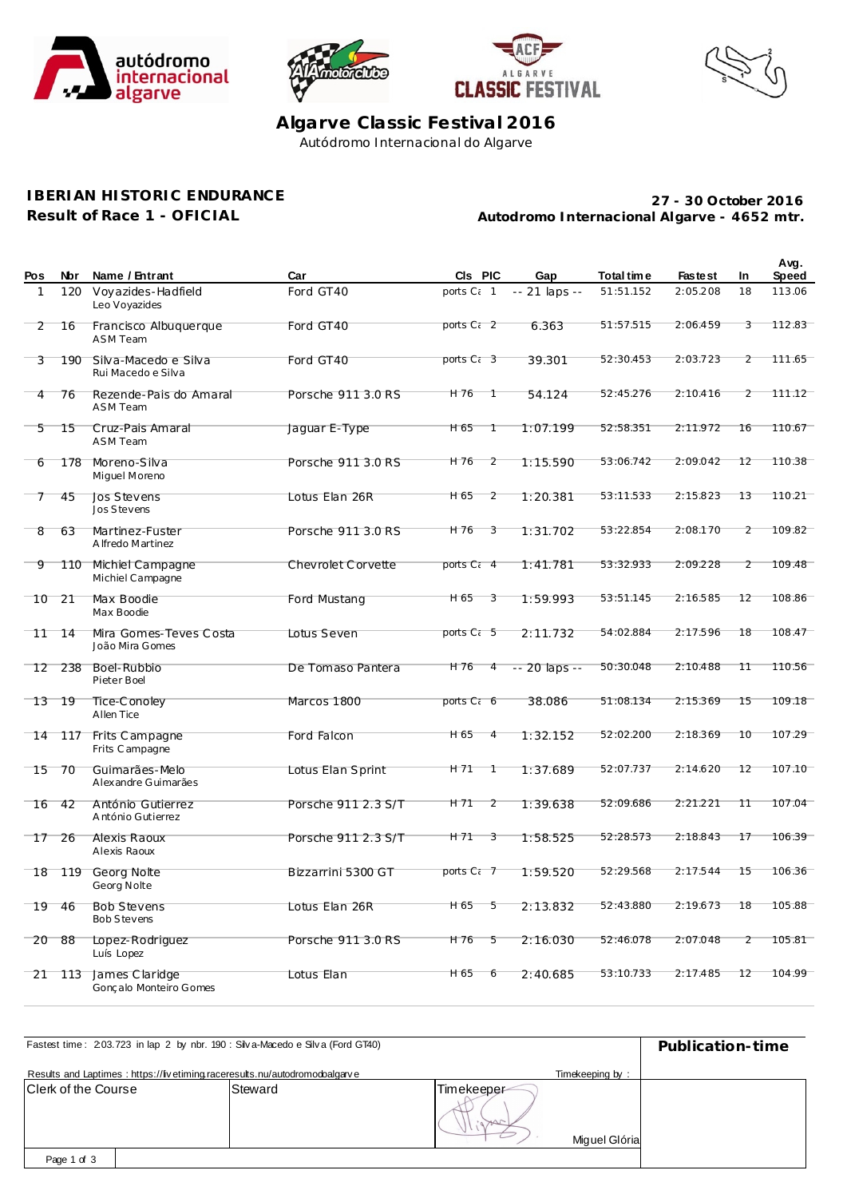# Algarve Classic Festival 2016

Autódromo Internacional do Algarve

## IBERIAN HISTORIC ENDURANCE

**Result of Race 1 - OFICIAL**

**27 - 30 October 2016**

**Autodromo Internacional Algarve - 4652 mtr.**

| Pos | Nbr | Name / Entrant | Car | Cls | PIC | Gap | Total time | Fastest | In | Avg. Speed |
|---|---|---|---|---|---|---|---|---|---|---|
| 1 | 120 | Voyazides-Hadfield<br>Leo Voyazides | Ford GT40 | ports Ca | 1 | -- 21 laps -- | 51:51.152 | 2:05.208 | 18 | 113.06 |
| 2 | 16 | Francisco Albuquerque<br>ASM Team | Ford GT40 | ports Ca | 2 | 6.363 | 51:57.515 | 2:06.459 | 3 | 112.83 |
| 3 | 190 | Silva-Macedo e Silva<br>Rui Macedo e Silva | Ford GT40 | ports Ca | 3 | 39.301 | 52:30.453 | 2:03.723 | 2 | 111.65 |
| 4 | 76 | Rezende-Pais do Amaral<br>ASM Team | Porsche 911 3.0 RS | H 76 | 1 | 54.124 | 52:45.276 | 2:10.416 | 2 | 111.12 |
| 5 | 15 | Cruz-Pais Amaral<br>ASM Team | Jaguar E-Type | H 65 | 1 | 1:07.199 | 52:58.351 | 2:11.972 | 16 | 110.67 |
| 6 | 178 | Moreno-Silva<br>Miguel Moreno | Porsche 911 3.0 RS | H 76 | 2 | 1:15.590 | 53:06.742 | 2:09.042 | 12 | 110.38 |
| 7 | 45 | Jos Stevens<br>Jos Stevens | Lotus Elan 26R | H 65 | 2 | 1:20.381 | 53:11.533 | 2:15.823 | 13 | 110.21 |
| 8 | 63 | Martinez-Fuster<br>Alfredo Martinez | Porsche 911 3.0 RS | H 76 | 3 | 1:31.702 | 53:22.854 | 2:08.170 | 2 | 109.82 |
| 9 | 110 | Michiel Campagne<br>Michiel Campagne | Chevrolet Corvette | ports Ca | 4 | 1:41.781 | 53:32.933 | 2:09.228 | 2 | 109.48 |
| 10 | 21 | Max Boodie<br>Max Boodie | Ford Mustang | H 65 | 3 | 1:59.993 | 53:51.145 | 2:16.585 | 12 | 108.86 |
| 11 | 14 | Mira Gomes-Teves Costa<br>João Mira Gomes | Lotus Seven | ports Ca | 5 | 2:11.732 | 54:02.884 | 2:17.596 | 18 | 108.47 |
| 12 | 238 | Boel-Rubbio<br>Pieter Boel | De Tomaso Pantera | H 76 | 4 | -- 20 laps -- | 50:30.048 | 2:10.488 | 11 | 110.56 |
| 13 | 19 | Tice-Conoley<br>Allen Tice | Marcos 1800 | ports Ca | 6 | 38.086 | 51:08.134 | 2:15.369 | 15 | 109.18 |
| 14 | 117 | Frits Campagne<br>Frits Campagne | Ford Falcon | H 65 | 4 | 1:32.152 | 52:02.200 | 2:18.369 | 10 | 107.29 |
| 15 | 70 | Guimarães-Melo<br>Alexandre Guimarães | Lotus Elan Sprint | H 71 | 1 | 1:37.689 | 52:07.737 | 2:14.620 | 12 | 107.10 |
| 16 | 42 | António Gutierrez<br>António Gutierrez | Porsche 911 2.3 S/T | H 71 | 2 | 1:39.638 | 52:09.686 | 2:21.221 | 11 | 107.04 |
| 17 | 26 | Alexis Raoux<br>Alexis Raoux | Porsche 911 2.3 S/T | H 71 | 3 | 1:58.525 | 52:28.573 | 2:18.843 | 17 | 106.39 |
| 18 | 119 | Georg Nolte<br>Georg Nolte | Bizzarrini 5300 GT | ports Ca | 7 | 1:59.520 | 52:29.568 | 2:17.544 | 15 | 106.36 |
| 19 | 46 | Bob Stevens<br>Bob Stevens | Lotus Elan 26R | H 65 | 5 | 2:13.832 | 52:43.880 | 2:19.673 | 18 | 105.88 |
| 20 | 88 | Lopez-Rodriguez<br>Luís Lopez | Porsche 911 3.0 RS | H 76 | 5 | 2:16.030 | 52:46.078 | 2:07.048 | 2 | 105.81 |
| 21 | 113 | James Claridge<br>Gonçalo Monteiro Gomes | Lotus Elan | H 65 | 6 | 2:40.685 | 53:10.733 | 2:17.485 | 12 | 104.99 |

Fastest time : 2:03.723 in lap 2 by nbr. 190 : Silva-Macedo e Silva (Ford GT40)

Results and Laptimes : https://livetiming.raceresults.nu/autodromodoalgarve

Timekeeping by :

**Publication-time**

| Clerk of the Course | Steward | Timekeeper |
|---|---|---|
| | | Miguel Glória |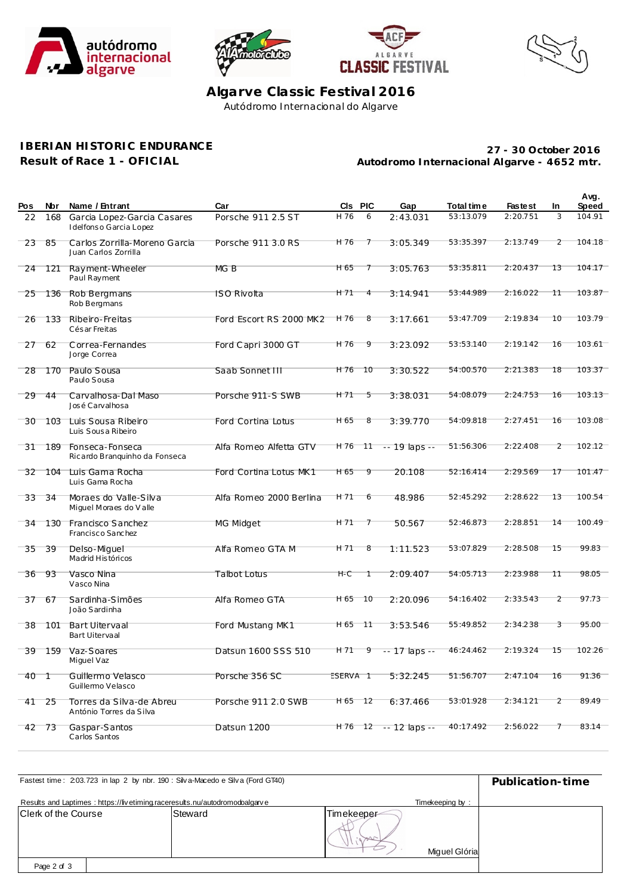# Algarve Classic Festival 2016

Autódromo Internacional do Algarve

**IBERIAN HISTORIC ENDURANCE**
**Result of Race 1 - OFICIAL**

**27 - 30 October 2016**
**Autodromo Internacional Algarve - 4652 mtr.**

| Pos | Nbr | Name / Entrant | Car | Cls | PIC | Gap | Total time | Fastest | In | Avg. Speed |
|---|---|---|---|---|---|---|---|---|---|---|
| 22 | 168 | Garcia Lopez-Garcia Casares<br>Idelfonso Garcia Lopez | Porsche 911 2.5 ST | H 76 | 6 | 2:43.031 | 53:13.079 | 2:20.751 | 3 | 104.91 |
| 23 | 85 | Carlos Zorrilla-Moreno Garcia<br>Juan Carlos Zorrilla | Porsche 911 3.0 RS | H 76 | 7 | 3:05.349 | 53:35.397 | 2:13.749 | 2 | 104.18 |
| 24 | 121 | Rayment-Wheeler<br>Paul Rayment | MG B | H 65 | 7 | 3:05.763 | 53:35.811 | 2:20.437 | 13 | 104.17 |
| 25 | 136 | Rob Bergmans<br>Rob Bergmans | ISO Rivolta | H 71 | 4 | 3:14.941 | 53:44.989 | 2:16.022 | 11 | 103.87 |
| 26 | 133 | Ribeiro-Freitas<br>César Freitas | Ford Escort RS 2000 MK2 | H 76 | 8 | 3:17.661 | 53:47.709 | 2:19.834 | 10 | 103.79 |
| 27 | 62 | Correa-Fernandes<br>Jorge Correa | Ford Capri 3000 GT | H 76 | 9 | 3:23.092 | 53:53.140 | 2:19.142 | 16 | 103.61 |
| 28 | 170 | Paulo Sousa<br>Paulo Sousa | Saab Sonnet III | H 76 | 10 | 3:30.522 | 54:00.570 | 2:21.383 | 18 | 103.37 |
| 29 | 44 | Carvalhosa-Dal Maso<br>José Carvalhosa | Porsche 911-S SWB | H 71 | 5 | 3:38.031 | 54:08.079 | 2:24.753 | 16 | 103.13 |
| 30 | 103 | Luis Sousa Ribeiro<br>Luis Sousa Ribeiro | Ford Cortina Lotus | H 65 | 8 | 3:39.770 | 54:09.818 | 2:27.451 | 16 | 103.08 |
| 31 | 189 | Fonseca-Fonseca<br>Ricardo Branquinho da Fonseca | Alfa Romeo Alfetta GTV | H 76 | 11 | -- 19 laps -- | 51:56.306 | 2:22.408 | 2 | 102.12 |
| 32 | 104 | Luis Gama Rocha<br>Luis Gama Rocha | Ford Cortina Lotus MK1 | H 65 | 9 | 20.108 | 52:16.414 | 2:29.569 | 17 | 101.47 |
| 33 | 34 | Moraes do Valle-Silva<br>Miguel Moraes do Valle | Alfa Romeo 2000 Berlina | H 71 | 6 | 48.986 | 52:45.292 | 2:28.622 | 13 | 100.54 |
| 34 | 130 | Francisco Sanchez<br>Francisco Sanchez | MG Midget | H 71 | 7 | 50.567 | 52:46.873 | 2:28.851 | 14 | 100.49 |
| 35 | 39 | Delso-Miguel<br>Madrid Históricos | Alfa Romeo GTA M | H 71 | 8 | 1:11.523 | 53:07.829 | 2:28.508 | 15 | 99.83 |
| 36 | 93 | Vasco Nina<br>Vasco Nina | Talbot Lotus | H-C | 1 | 2:09.407 | 54:05.713 | 2:23.988 | 11 | 98.05 |
| 37 | 67 | Sardinha-Simões<br>João Sardinha | Alfa Romeo GTA | H 65 | 10 | 2:20.096 | 54:16.402 | 2:33.543 | 2 | 97.73 |
| 38 | 101 | Bart Uitervaal<br>Bart Uitervaal | Ford Mustang MK1 | H 65 | 11 | 3:53.546 | 55:49.852 | 2:34.238 | 3 | 95.00 |
| 39 | 159 | Vaz-Soares<br>Miguel Vaz | Datsun 1600 SSS 510 | H 71 | 9 | -- 17 laps -- | 46:24.462 | 2:19.324 | 15 | 102.26 |
| 40 | 1 | Guillermo Velasco<br>Guillermo Velasco | Porsche 356 SC | ESERVA | 1 | 5:32.245 | 51:56.707 | 2:47.104 | 16 | 91.36 |
| 41 | 25 | Torres da Silva-de Abreu<br>António Torres da Silva | Porsche 911 2.0 SWB | H 65 | 12 | 6:37.466 | 53:01.928 | 2:34.121 | 2 | 89.49 |
| 42 | 73 | Gaspar-Santos<br>Carlos Santos | Datsun 1200 | H 76 | 12 | -- 12 laps -- | 40:17.492 | 2:56.022 | 7 | 83.14 |

Fastest time : 2:03.723 in lap 2 by nbr. 190 : Silva-Macedo e Silva (Ford GT40)

Results and Laptimes : https://livetiming.raceresults.nu/autodromodoalgarve

Timekeeping by :

**Publication-time**

| Clerk of the Course | Steward | Timekeeper |
|---|---|---|
| | | Miguel Glória |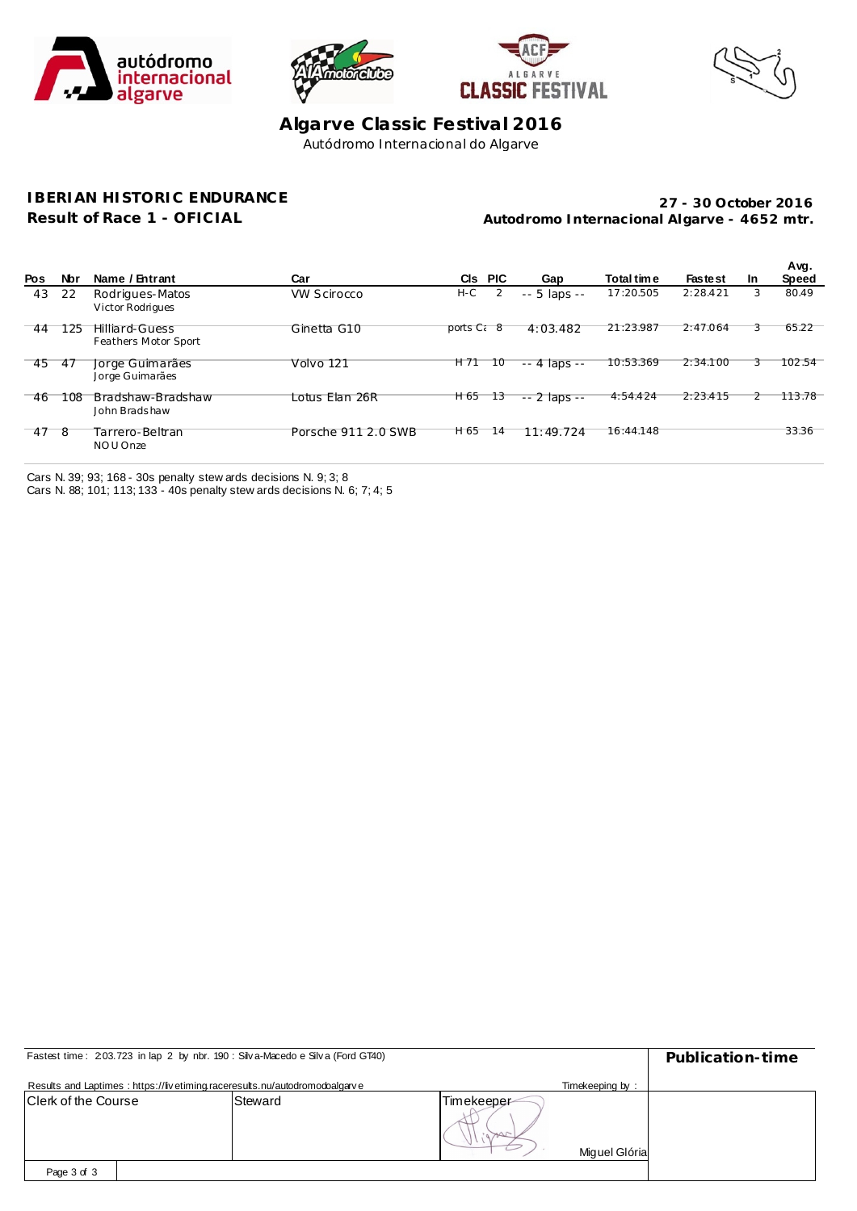# Algarve Classic Festival 2016

Autódromo Internacional do Algarve

## IBERIAN HISTORIC ENDURANCE

**Result of Race 1 - OFICIAL**

**27 - 30 October 2016**
**Autodromo Internacional Algarve - 4652 mtr.**

| Pos | Nbr | Name / Entrant | Car | Cls | PIC | Gap | Total time | Fastest | In | Avg. Speed |
|---|---|---|---|---|---|---|---|---|---|---|
| 43 | 22 | Rodrigues-Matos<br>Victor Rodrigues | VW Scirocco | H-C | 2 | -- 5 laps -- | 17:20.505 | 2:28.421 | 3 | 80.49 |
| 44 | 125 | Hilliard-Guess<br>Feathers Motor Sport | Ginetta G10 | ports Cā | 8 | 4:03.482 | 21:23.987 | 2:47.064 | 3 | 65.22 |
| 45 | 47 | Jorge Guimarães<br>Jorge Guimarães | Volvo 121 | H 71 | 10 | -- 4 laps -- | 10:53.369 | 2:34.100 | 3 | 102.54 |
| 46 | 108 | Bradshaw-Bradshaw<br>John Bradshaw | Lotus Elan 26R | H 65 | 13 | -- 2 laps -- | 4:54.424 | 2:23.415 | 2 | 113.78 |
| 47 | 8 | Tarrero-Beltran<br>NOU Onze | Porsche 911 2.0 SWB | H 65 | 14 | 11:49.724 | 16:44.148 | | | 33.36 |

Cars N. 39; 93; 168 - 30s penalty stewards decisions N. 9; 3; 8
Cars N. 88; 101; 113; 133 - 40s penalty stewards decisions N. 6; 7; 4; 5

Fastest time : 2:03.723 in lap 2 by nbr. 190 : Silva-Macedo e Silva (Ford GT40)

**Publication-time**

Results and Laptimes : https://livetiming.raceresults.nu/autodromodoalgarve

Timekeeping by :

| Clerk of the Course | Steward | Timekeeper |
|---|---|---|
| | | Miguel Glória |